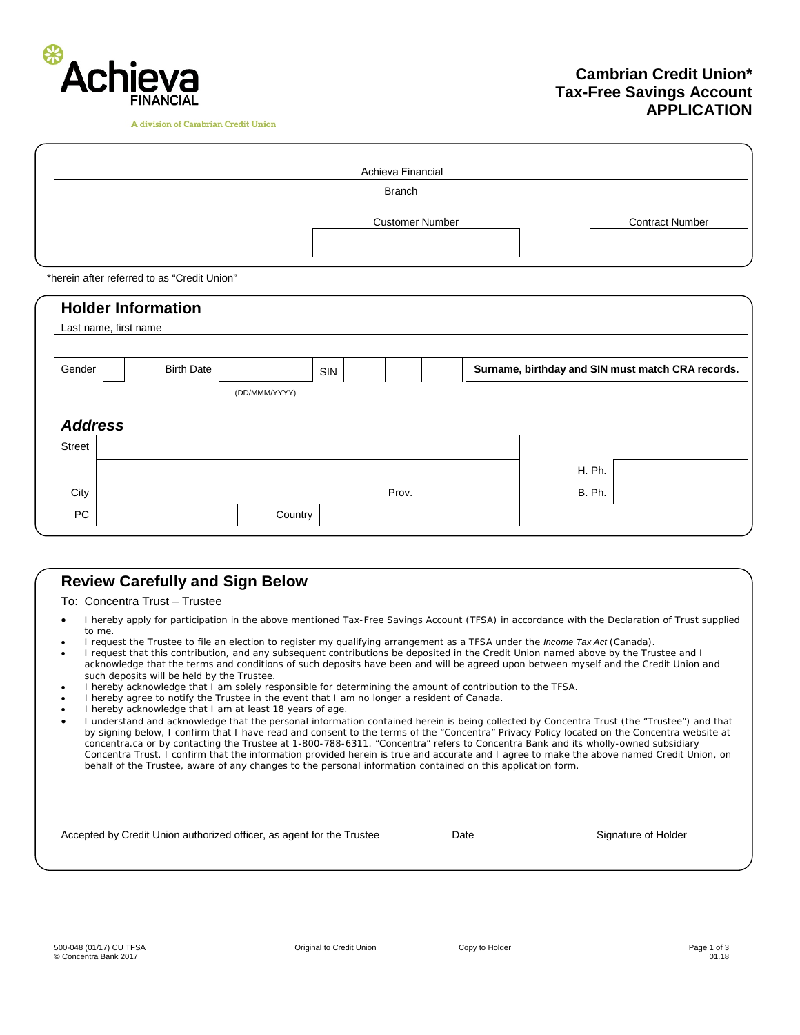Achieva FINANCIAL

A division of Cambrian Credit Union

# Cambrian Credit Union* Tax-Free Savings Account APPLICATION

Achieva Financial

Branch

| Customer Number | Contract Number |
| --- | --- |
| | |

*herein after referred to as "Credit Union"

## Holder Information

Last name, first name

| Gender | | Birth Date | | SIN | | | | **Surname, birthday and SIN must match CRA records.** |
| --- | --- | --- | --- | --- | --- | --- | --- | --- |

(DD/MMM/YYYY)

### *Address*

| | | | |
| --- | --- | --- | --- |
| Street | | | |
| | | H. Ph. | |
| City | Prov. | B. Ph. | |
| PC | Country | | |

## Review Carefully and Sign Below

To: Concentra Trust – Trustee

- I hereby apply for participation in the above mentioned Tax-Free Savings Account (TFSA) in accordance with the Declaration of Trust supplied to me.
- I request the Trustee to file an election to register my qualifying arrangement as a TFSA under the *Income Tax Act* (Canada).
- I request that this contribution, and any subsequent contributions be deposited in the Credit Union named above by the Trustee and I acknowledge that the terms and conditions of such deposits have been and will be agreed upon between myself and the Credit Union and such deposits will be held by the Trustee.
- I hereby acknowledge that I am solely responsible for determining the amount of contribution to the TFSA.
- I hereby agree to notify the Trustee in the event that I am no longer a resident of Canada.
- I hereby acknowledge that I am at least 18 years of age.
- I understand and acknowledge that the personal information contained herein is being collected by Concentra Trust (the "Trustee") and that by signing below, I confirm that I have read and consent to the terms of the "Concentra" Privacy Policy located on the Concentra website at concentra.ca or by contacting the Trustee at 1-800-788-6311. "Concentra" refers to Concentra Bank and its wholly-owned subsidiary Concentra Trust. I confirm that the information provided herein is true and accurate and I agree to make the above named Credit Union, on behalf of the Trustee, aware of any changes to the personal information contained on this application form.

| Accepted by Credit Union authorized officer, as agent for the Trustee | Date | Signature of Holder |
| --- | --- | --- |

500-048 (01/17) CU TFSA
© Concentra Bank 2017

Original to Credit Union — Copy to Holder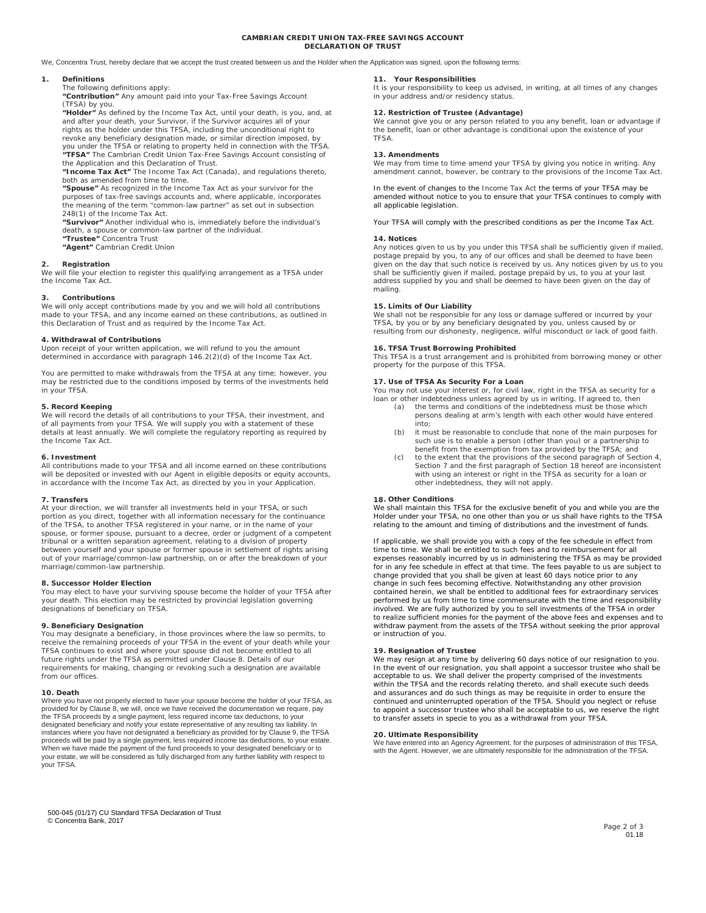# CAMBRIAN CREDIT UNION TAX-FREE SAVINGS ACCOUNT
# DECLARATION OF TRUST

We, Concentra Trust, hereby declare that we accept the trust created between us and the Holder when the Application was signed, upon the following terms:

## 1. Definitions

The following definitions apply:

**"Contribution"** Any amount paid into your Tax-Free Savings Account (TFSA) by you.

**"Holder"** As defined by the Income Tax Act, until your death, is you, and, at and after your death, your Survivor, if the Survivor acquires all of your rights as the holder under this TFSA, including the unconditional right to revoke any beneficiary designation made, or similar direction imposed, by you under the TFSA or relating to property held in connection with the TFSA.

**"TFSA"** The Cambrian Credit Union Tax-Free Savings Account consisting of the Application and this Declaration of Trust.

**"Income Tax Act"** The Income Tax Act (Canada), and regulations thereto, both as amended from time to time.

**"Spouse"** As recognized in the Income Tax Act as your survivor for the purposes of tax-free savings accounts and, where applicable, incorporates the meaning of the term "common-law partner" as set out in subsection 248(1) of the Income Tax Act.

**"Survivor"** Another individual who is, immediately before the individual's death, a spouse or common-law partner of the individual.

**"Trustee"** Concentra Trust

**"Agent"** Cambrian Credit Union

## 2. Registration

We will file your election to register this qualifying arrangement as a TFSA under the Income Tax Act.

## 3. Contributions

We will only accept contributions made by you and we will hold all contributions made to your TFSA, and any income earned on these contributions, as outlined in this Declaration of Trust and as required by the Income Tax Act.

## 4. Withdrawal of Contributions

Upon receipt of your written application, we will refund to you the amount determined in accordance with paragraph 146.2(2)(d) of the Income Tax Act.

You are permitted to make withdrawals from the TFSA at any time; however, you may be restricted due to the conditions imposed by terms of the investments held in your TFSA.

## 5. Record Keeping

We will record the details of all contributions to your TFSA, their investment, and of all payments from your TFSA. We will supply you with a statement of these details at least annually. We will complete the regulatory reporting as required by the Income Tax Act.

## 6. Investment

All contributions made to your TFSA and all income earned on these contributions will be deposited or invested with our Agent in eligible deposits or equity accounts, in accordance with the Income Tax Act, as directed by you in your Application.

## 7. Transfers

At your direction, we will transfer all investments held in your TFSA, or such portion as you direct, together with all information necessary for the continuance of the TFSA, to another TFSA registered in your name, or in the name of your spouse, or former spouse, pursuant to a decree, order or judgment of a competent tribunal or a written separation agreement, relating to a division of property between yourself and your spouse or former spouse in settlement of rights arising out of your marriage/common-law partnership, on or after the breakdown of your marriage/common-law partnership.

## 8. Successor Holder Election

You may elect to have your surviving spouse become the holder of your TFSA after your death. This election may be restricted by provincial legislation governing designations of beneficiary on TFSA.

## 9. Beneficiary Designation

You may designate a beneficiary, in those provinces where the law so permits, to receive the remaining proceeds of your TFSA in the event of your death while your TFSA continues to exist and where your spouse did not become entitled to all future rights under the TFSA as permitted under Clause 8. Details of our requirements for making, changing or revoking such a designation are available from our offices.

## 10. Death

Where you have not properly elected to have your spouse become the holder of your TFSA, as provided for by Clause 8, we will, once we have received the documentation we require, pay the TFSA proceeds by a single payment, less required income tax deductions, to your designated beneficiary and notify your estate representative of any resulting tax liability. In instances where you have not designated a beneficiary as provided for by Clause 9, the TFSA proceeds will be paid by a single payment, less required income tax deductions, to your estate. When we have made the payment of the fund proceeds to your designated beneficiary or to your estate, we will be considered as fully discharged from any further liability with respect to your TFSA.

## 11. Your Responsibilities

It is your responsibility to keep us advised, in writing, at all times of any changes in your address and/or residency status.

## 12. Restriction of Trustee (Advantage)

We cannot give you or any person related to you any benefit, loan or advantage if the benefit, loan or other advantage is conditional upon the existence of your TFSA.

## 13. Amendments

We may from time to time amend your TFSA by giving you notice in writing. Any amendment cannot, however, be contrary to the provisions of the Income Tax Act.

In the event of changes to the Income Tax Act the terms of your TFSA may be amended without notice to you to ensure that your TFSA continues to comply with all applicable legislation.

Your TFSA will comply with the prescribed conditions as per the Income Tax Act.

## 14. Notices

Any notices given to us by you under this TFSA shall be sufficiently given if mailed, postage prepaid by you, to any of our offices and shall be deemed to have been given on the day that such notice is received by us. Any notices given by us to you shall be sufficiently given if mailed, postage prepaid by us, to you at your last address supplied by you and shall be deemed to have been given on the day of mailing.

## 15. Limits of Our Liability

We shall not be responsible for any loss or damage suffered or incurred by your TFSA, by you or by any beneficiary designated by you, unless caused by or resulting from our dishonesty, negligence, wilful misconduct or lack of good faith.

## 16. TFSA Trust Borrowing Prohibited

This TFSA is a trust arrangement and is prohibited from borrowing money or other property for the purpose of this TFSA.

## 17. Use of TFSA As Security For a Loan

You may not use your interest or, for civil law, right in the TFSA as security for a loan or other indebtedness unless agreed by us in writing. If agreed to, then

- (a) the terms and conditions of the indebtedness must be those which persons dealing at arm's length with each other would have entered into;
- (b) it must be reasonable to conclude that none of the main purposes for such use is to enable a person (other than you) or a partnership to benefit from the exemption from tax provided by the TFSA; and
- (c) to the extent that the provisions of the second paragraph of Section 4, Section 7 and the first paragraph of Section 18 hereof are inconsistent with using an interest or right in the TFSA as security for a loan or other indebtedness, they will not apply.

## 18. Other Conditions

We shall maintain this TFSA for the exclusive benefit of you and while you are the Holder under your TFSA, no one other than you or us shall have rights to the TFSA relating to the amount and timing of distributions and the investment of funds.

If applicable, we shall provide you with a copy of the fee schedule in effect from time to time. We shall be entitled to such fees and to reimbursement for all expenses reasonably incurred by us in administering the TFSA as may be provided for in any fee schedule in effect at that time. The fees payable to us are subject to change provided that you shall be given at least 60 days notice prior to any change in such fees becoming effective. Notwithstanding any other provision contained herein, we shall be entitled to additional fees for extraordinary services performed by us from time to time commensurate with the time and responsibility involved. We are fully authorized by you to sell investments of the TFSA in order to realize sufficient monies for the payment of the above fees and expenses and to withdraw payment from the assets of the TFSA without seeking the prior approval or instruction of you.

## 19. Resignation of Trustee

We may resign at any time by delivering 60 days notice of our resignation to you. In the event of our resignation, you shall appoint a successor trustee who shall be acceptable to us. We shall deliver the property comprised of the investments within the TFSA and the records relating thereto, and shall execute such deeds and assurances and do such things as may be requisite in order to ensure the continued and uninterrupted operation of the TFSA. Should you neglect or refuse to appoint a successor trustee who shall be acceptable to us, we reserve the right to transfer assets in specie to you as a withdrawal from your TFSA.

## 20. Ultimate Responsibility

We have entered into an Agency Agreement, for the purposes of administration of this TFSA, with the Agent. However, we are ultimately responsible for the administration of the TFSA.

500-045 (01/17) CU Standard TFSA Declaration of Trust
© Concentra Bank, 2017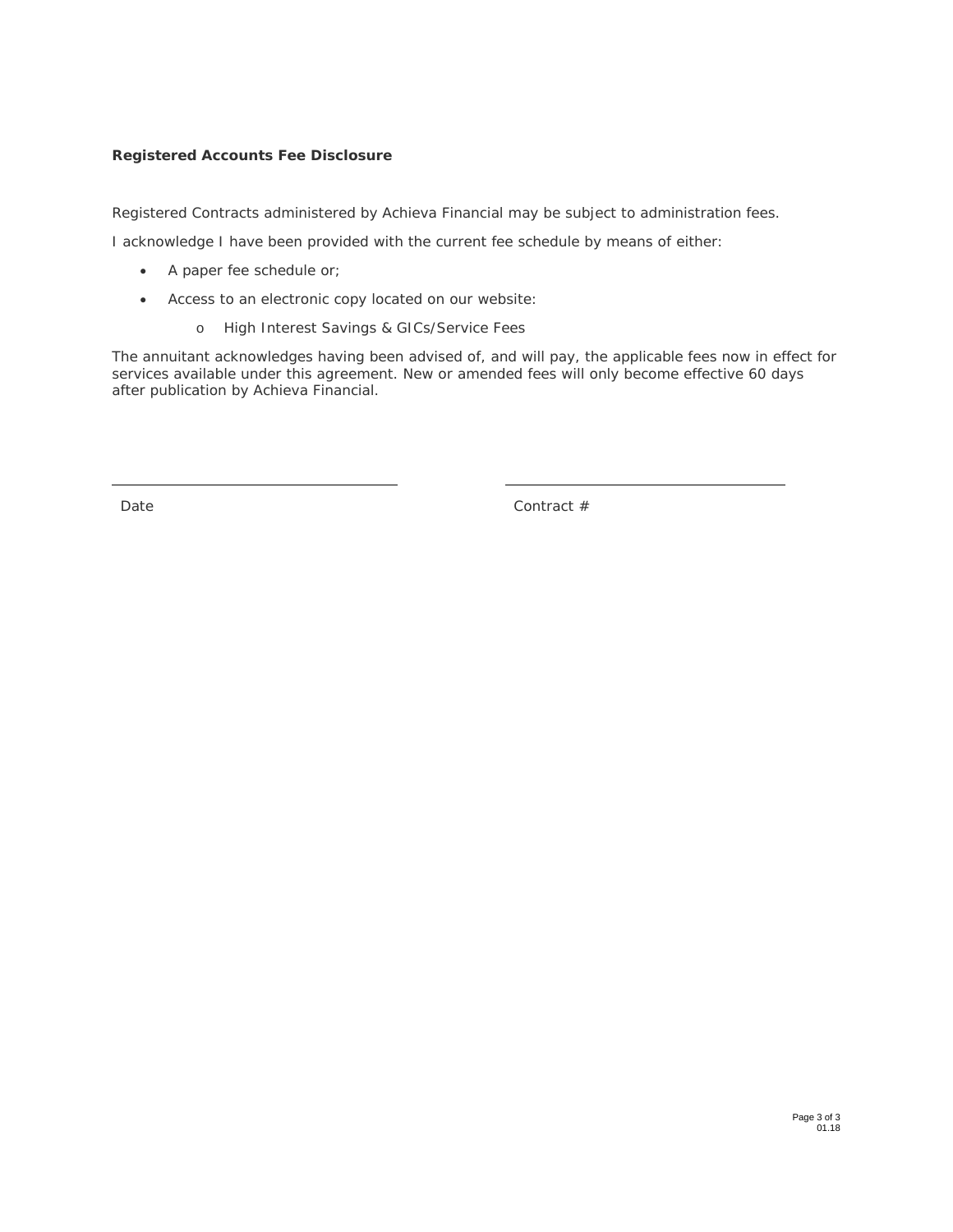**Registered Accounts Fee Disclosure**

Registered Contracts administered by Achieva Financial may be subject to administration fees.

I acknowledge I have been provided with the current fee schedule by means of either:

- A paper fee schedule or;
- Access to an electronic copy located on our website:
  - High Interest Savings & GICs/Service Fees

The annuitant acknowledges having been advised of, and will pay, the applicable fees now in effect for services available under this agreement. New or amended fees will only become effective 60 days after publication by Achieva Financial.

\_\_\_\_\_\_\_\_\_\_\_\_\_\_\_\_\_\_\_\_\_\_\_\_\_\_\_\_\_\_ \_\_\_\_\_\_\_\_\_\_\_\_\_\_\_\_\_\_\_\_\_\_\_\_\_\_\_\_\_\_

Date Contract #

01.18